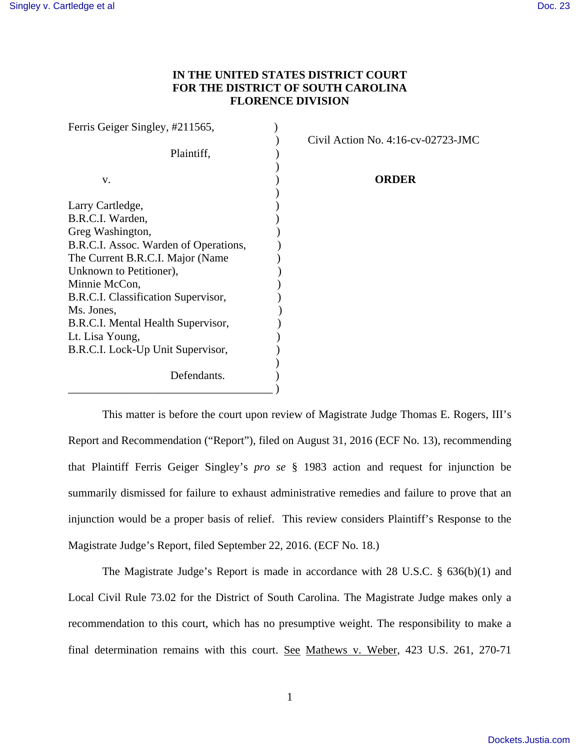**IN THE UNITED STATES DISTRICT COURT**
**FOR THE DISTRICT OF SOUTH CAROLINA**
**FLORENCE DIVISION**

Ferris Geiger Singley, #211565,

Plaintiff,

v.

Larry Cartledge,
B.R.C.I. Warden,
Greg Washington,
B.R.C.I. Assoc. Warden of Operations,
The Current B.R.C.I. Major (Name Unknown to Petitioner),
Minnie McCon,
B.R.C.I. Classification Supervisor,
Ms. Jones,
B.R.C.I. Mental Health Supervisor,
Lt. Lisa Young,
B.R.C.I. Lock-Up Unit Supervisor,

Defendants.

Civil Action No. 4:16-cv-02723-JMC

**ORDER**

This matter is before the court upon review of Magistrate Judge Thomas E. Rogers, III's Report and Recommendation ("Report"), filed on August 31, 2016 (ECF No. 13), recommending that Plaintiff Ferris Geiger Singley's *pro se* § 1983 action and request for injunction be summarily dismissed for failure to exhaust administrative remedies and failure to prove that an injunction would be a proper basis of relief. This review considers Plaintiff's Response to the Magistrate Judge's Report, filed September 22, 2016. (ECF No. 18.)

The Magistrate Judge's Report is made in accordance with 28 U.S.C. § 636(b)(1) and Local Civil Rule 73.02 for the District of South Carolina. The Magistrate Judge makes only a recommendation to this court, which has no presumptive weight. The responsibility to make a final determination remains with this court. See Mathews v. Weber, 423 U.S. 261, 270-71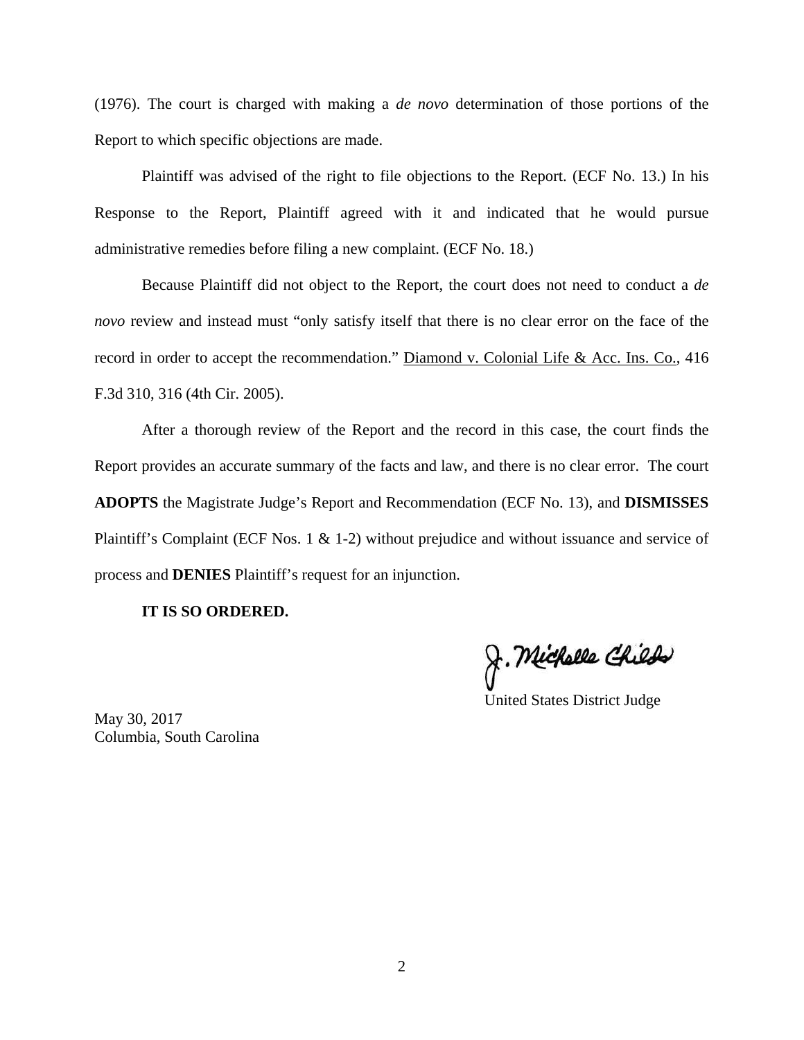(1976). The court is charged with making a *de novo* determination of those portions of the Report to which specific objections are made.

Plaintiff was advised of the right to file objections to the Report. (ECF No. 13.) In his Response to the Report, Plaintiff agreed with it and indicated that he would pursue administrative remedies before filing a new complaint. (ECF No. 18.)

Because Plaintiff did not object to the Report, the court does not need to conduct a *de novo* review and instead must "only satisfy itself that there is no clear error on the face of the record in order to accept the recommendation." Diamond v. Colonial Life & Acc. Ins. Co., 416 F.3d 310, 316 (4th Cir. 2005).

After a thorough review of the Report and the record in this case, the court finds the Report provides an accurate summary of the facts and law, and there is no clear error. The court **ADOPTS** the Magistrate Judge's Report and Recommendation (ECF No. 13), and **DISMISSES** Plaintiff's Complaint (ECF Nos. 1 & 1-2) without prejudice and without issuance and service of process and **DENIES** Plaintiff's request for an injunction.

**IT IS SO ORDERED.**

J. Michelle Childs
United States District Judge

May 30, 2017
Columbia, South Carolina